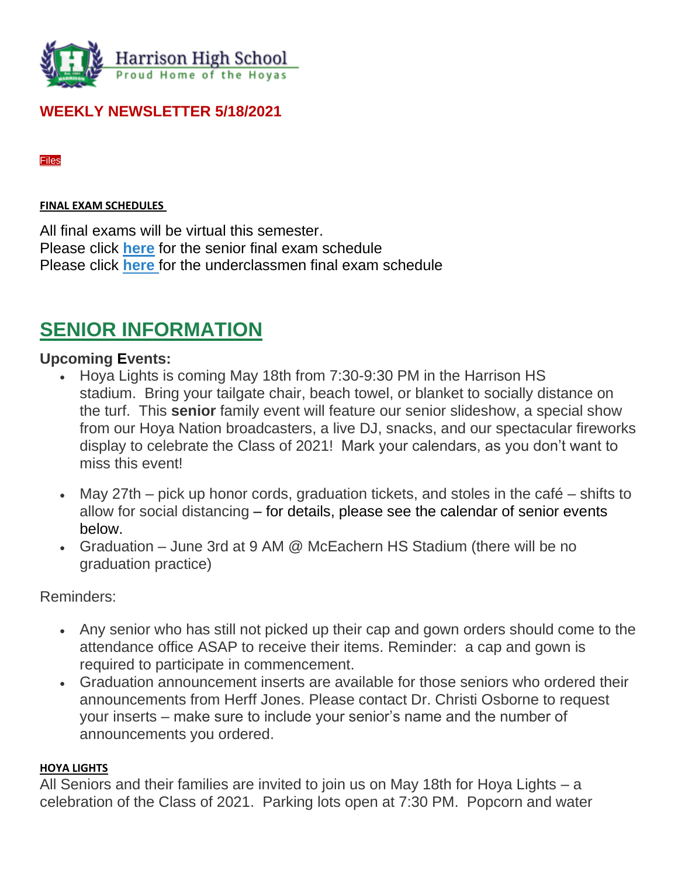Harrison High School
Proud Home of the Hoyas

## WEEKLY NEWSLETTER 5/18/2021

Files

**FINAL EXAM SCHEDULES**

All final exams will be virtual this semester.
Please click **here** for the senior final exam schedule
Please click **here** for the underclassmen final exam schedule

# SENIOR INFORMATION

**Upcoming Events:**

- Hoya Lights is coming May 18th from 7:30-9:30 PM in the Harrison HS stadium. Bring your tailgate chair, beach towel, or blanket to socially distance on the turf. This **senior** family event will feature our senior slideshow, a special show from our Hoya Nation broadcasters, a live DJ, snacks, and our spectacular fireworks display to celebrate the Class of 2021! Mark your calendars, as you don't want to miss this event!
- May 27th – pick up honor cords, graduation tickets, and stoles in the café – shifts to allow for social distancing – for details, please see the calendar of senior events below.
- Graduation – June 3rd at 9 AM @ McEachern HS Stadium (there will be no graduation practice)

Reminders:

- Any senior who has still not picked up their cap and gown orders should come to the attendance office ASAP to receive their items. Reminder: a cap and gown is required to participate in commencement.
- Graduation announcement inserts are available for those seniors who ordered their announcements from Herff Jones. Please contact Dr. Christi Osborne to request your inserts – make sure to include your senior's name and the number of announcements you ordered.

**HOYA LIGHTS**

All Seniors and their families are invited to join us on May 18th for Hoya Lights – a celebration of the Class of 2021. Parking lots open at 7:30 PM. Popcorn and water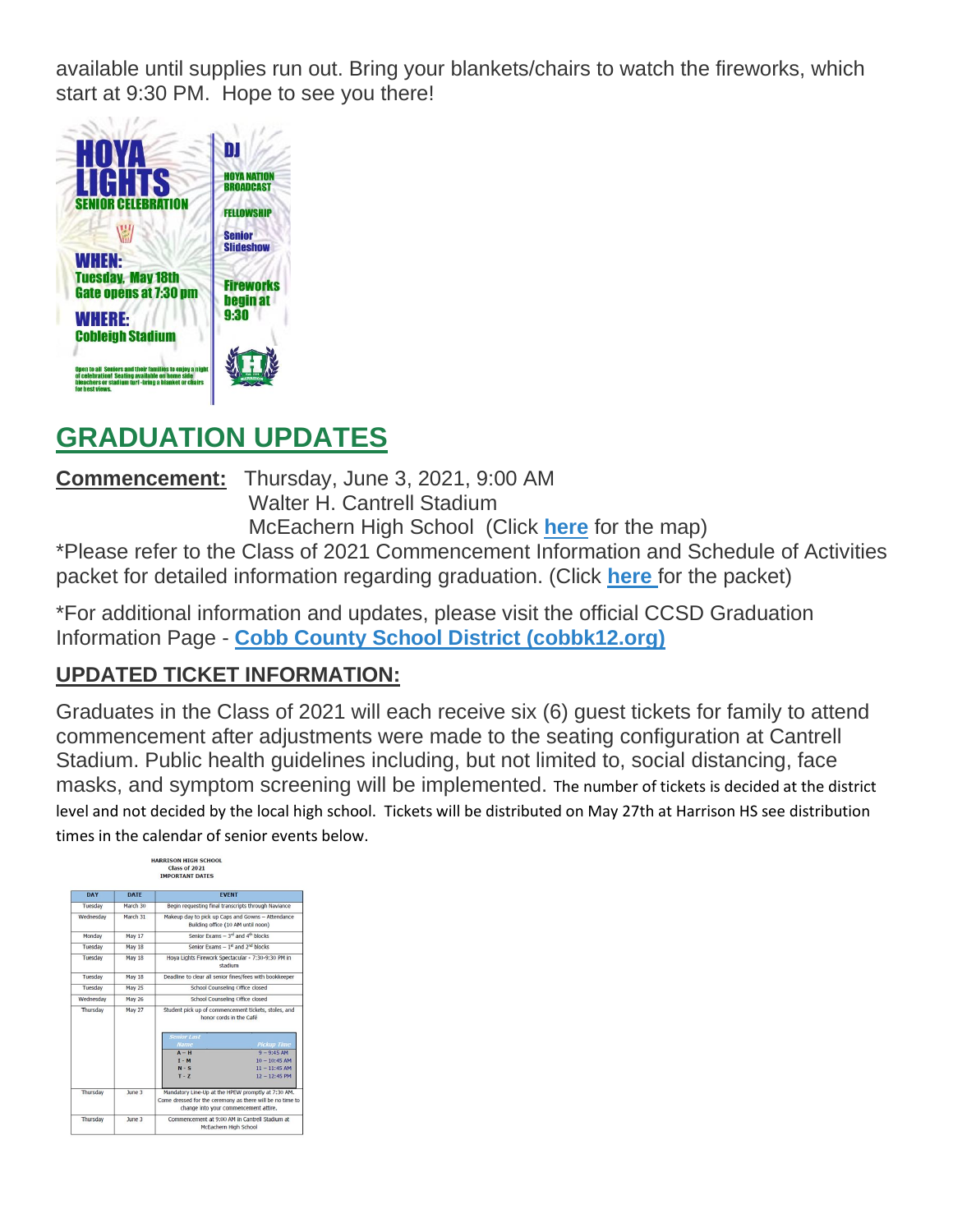available until supplies run out. Bring your blankets/chairs to watch the fireworks, which start at 9:30 PM. Hope to see you there!

**HOYA LIGHTS**
**SENIOR CELEBRATION**

**WHEN:**
Tuesday, May 18th
Gate opens at 7:30 pm

**WHERE:**
Cobleigh Stadium

Open to all Seniors and their families to enjoy a night of celebration! Seating available on home side bleachers or stadium turf -bring a blanket or chairs for best views.

DJ
HOYA NATION BROADCAST
FELLOWSHIP
Senior Slideshow
Fireworks begin at 9:30

## GRADUATION UPDATES

**Commencement:** Thursday, June 3, 2021, 9:00 AM
Walter H. Cantrell Stadium
McEachern High School (Click **here** for the map)

*Please refer to the Class of 2021 Commencement Information and Schedule of Activities packet for detailed information regarding graduation. (Click **here** for the packet)

*For additional information and updates, please visit the official CCSD Graduation Information Page - **Cobb County School District (cobbk12.org)**

### UPDATED TICKET INFORMATION:

Graduates in the Class of 2021 will each receive six (6) guest tickets for family to attend commencement after adjustments were made to the seating configuration at Cantrell Stadium. Public health guidelines including, but not limited to, social distancing, face masks, and symptom screening will be implemented. The number of tickets is decided at the district level and not decided by the local high school. Tickets will be distributed on May 27th at Harrison HS see distribution times in the calendar of senior events below.

**HARRISON HIGH SCHOOL**
**Class of 2021**
**IMPORTANT DATES**

| DAY | DATE | EVENT |
|---|---|---|
| Tuesday | March 30 | Begin requesting final transcripts through Naviance |
| Wednesday | March 31 | Makeup day to pick up Caps and Gowns – Attendance Building office (10 AM until noon) |
| Monday | May 17 | Senior Exams – 3rd and 4th blocks |
| Tuesday | May 18 | Senior Exams – 1st and 2nd blocks |
| Tuesday | May 18 | Hoya Lights Firework Spectacular - 7:30-9:30 PM in stadium |
| Tuesday | May 18 | Deadline to clear all senior fines/fees with bookkeeper |
| Tuesday | May 25 | School Counseling Office closed |
| Wednesday | May 26 | School Counseling Office closed |
| Thursday | May 27 | Student pick up of commencement tickets, stoles, and honor cords in the Café<br>Senior Last Name – Pickup Time:<br>A – H: 9 – 9:45 AM<br>I – M: 10 – 10:45 AM<br>N – S: 11 – 11:45 AM<br>T – Z: 12 – 12:45 PM |
| Thursday | June 3 | Mandatory Line-Up at the HPEW promptly at 7:30 AM. Come dressed for the ceremony as there will be no time to change into your commencement attire. |
| Thursday | June 3 | Commencement at 9:00 AM in Cantrell Stadium at McEachern High School |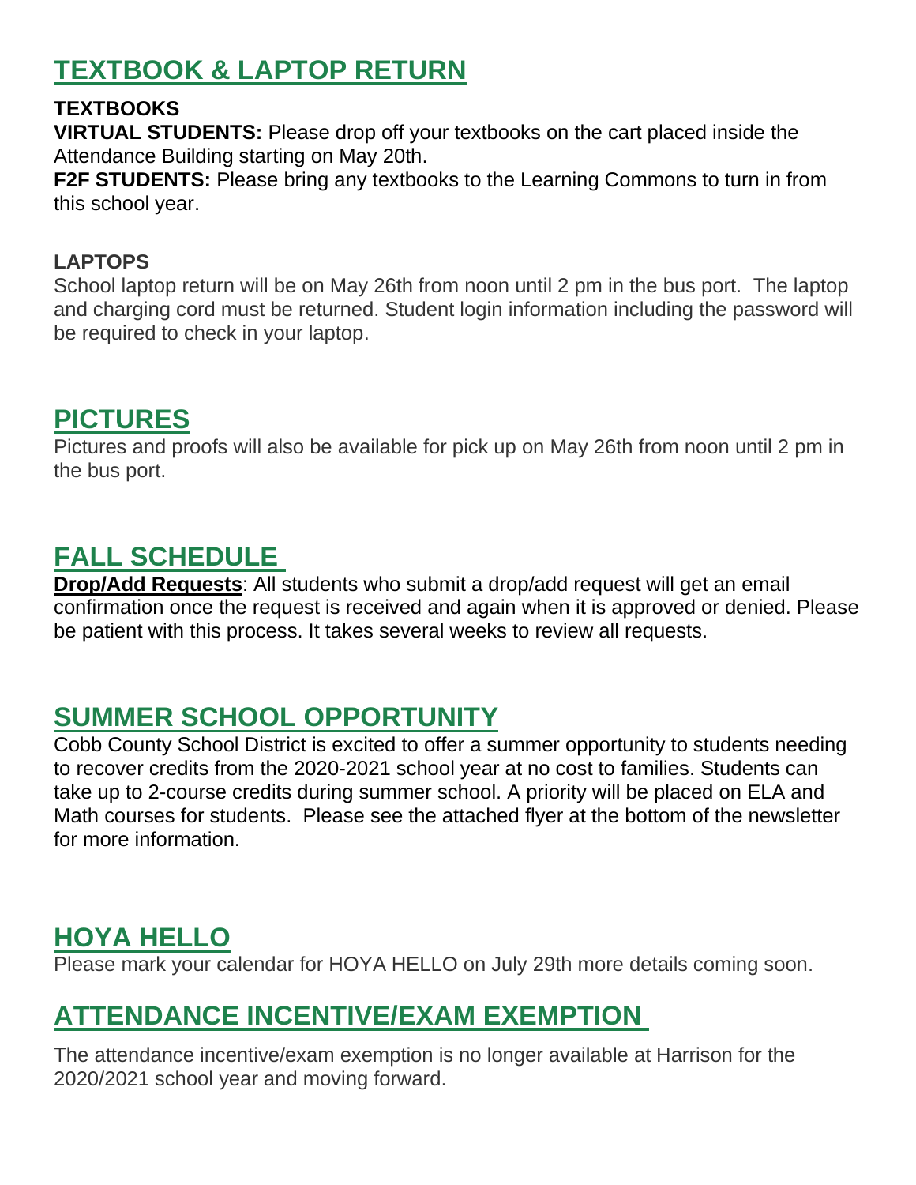## TEXTBOOK & LAPTOP RETURN

**TEXTBOOKS**

**VIRTUAL STUDENTS:** Please drop off your textbooks on the cart placed inside the Attendance Building starting on May 20th.

**F2F STUDENTS:** Please bring any textbooks to the Learning Commons to turn in from this school year.

**LAPTOPS**

School laptop return will be on May 26th from noon until 2 pm in the bus port. The laptop and charging cord must be returned. Student login information including the password will be required to check in your laptop.

## PICTURES

Pictures and proofs will also be available for pick up on May 26th from noon until 2 pm in the bus port.

## FALL SCHEDULE

**Drop/Add Requests**: All students who submit a drop/add request will get an email confirmation once the request is received and again when it is approved or denied. Please be patient with this process. It takes several weeks to review all requests.

## SUMMER SCHOOL OPPORTUNITY

Cobb County School District is excited to offer a summer opportunity to students needing to recover credits from the 2020-2021 school year at no cost to families. Students can take up to 2-course credits during summer school. A priority will be placed on ELA and Math courses for students. Please see the attached flyer at the bottom of the newsletter for more information.

## HOYA HELLO

Please mark your calendar for HOYA HELLO on July 29th more details coming soon.

## ATTENDANCE INCENTIVE/EXAM EXEMPTION

The attendance incentive/exam exemption is no longer available at Harrison for the 2020/2021 school year and moving forward.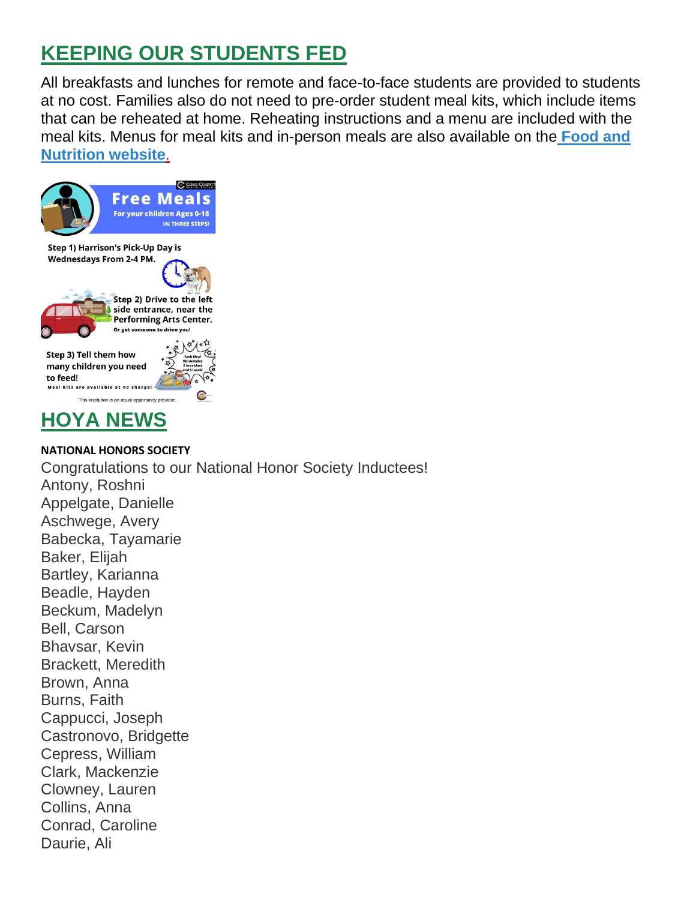## KEEPING OUR STUDENTS FED

All breakfasts and lunches for remote and face-to-face students are provided to students at no cost. Families also do not need to pre-order student meal kits, which include items that can be reheated at home. Reheating instructions and a menu are included with the meal kits. Menus for meal kits and in-person meals are also available on the **Food and Nutrition website**.

**Free Meals**
For your children Ages 0-18
IN THREE STEPS!

Step 1) Harrison's Pick-Up Day is Wednesdays From 2-4 PM.

Step 2) Drive to the left side entrance, near the Performing Arts Center.
Or get someone to drive you!

Step 3) Tell them how many children you need to feed!
Meal Kits are available at no charge!

Each Meal Kit contains 5 breakfast and 5 lunch!

This institution is an equal opportunity provider.

## HOYA NEWS

**NATIONAL HONORS SOCIETY**

Congratulations to our National Honor Society Inductees!

Antony, Roshni
Appelgate, Danielle
Aschwege, Avery
Babecka, Tayamarie
Baker, Elijah
Bartley, Karianna
Beadle, Hayden
Beckum, Madelyn
Bell, Carson
Bhavsar, Kevin
Brackett, Meredith
Brown, Anna
Burns, Faith
Cappucci, Joseph
Castronovo, Bridgette
Cepress, William
Clark, Mackenzie
Clowney, Lauren
Collins, Anna
Conrad, Caroline
Daurie, Ali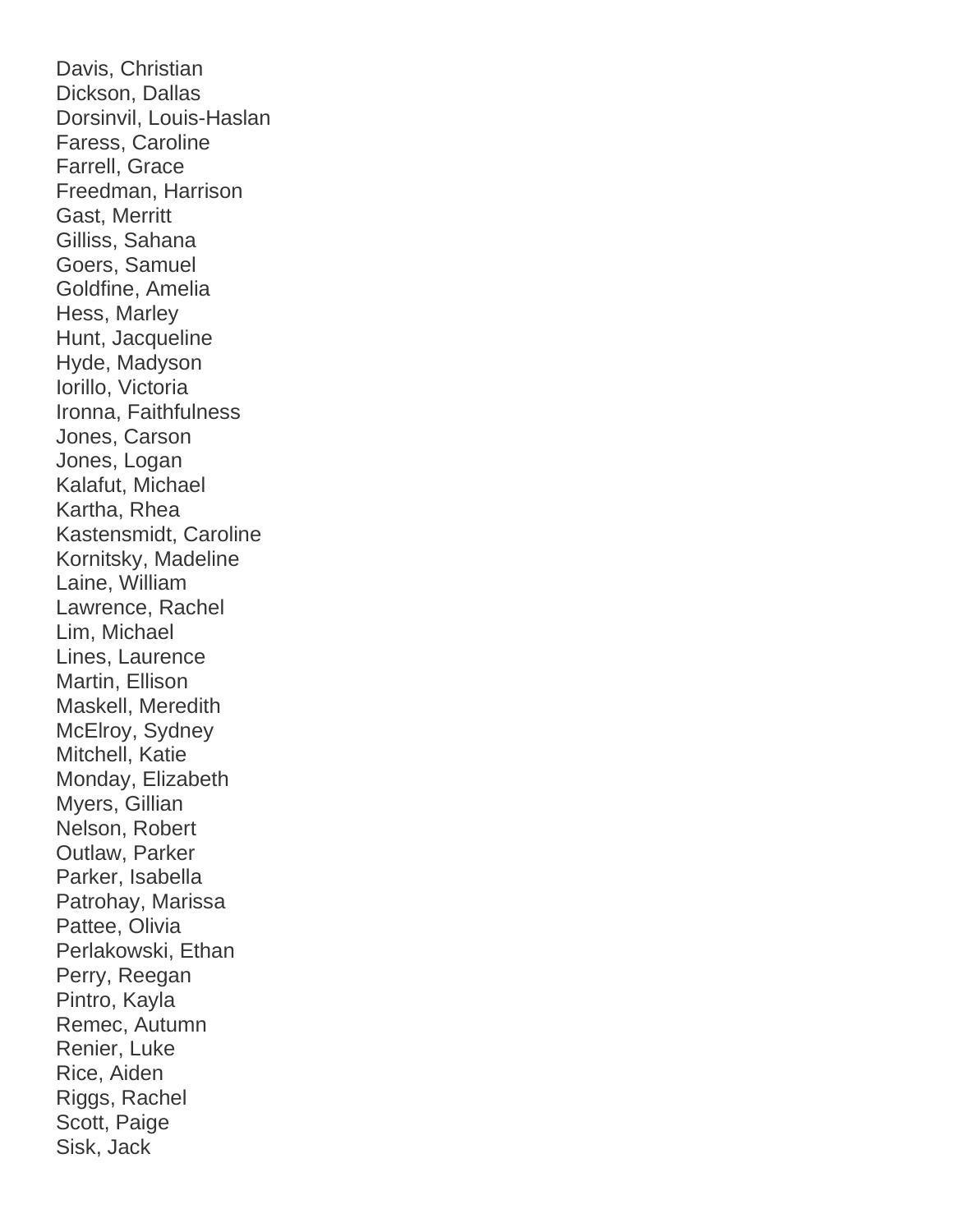Davis, Christian
Dickson, Dallas
Dorsinvil, Louis-Haslan
Faress, Caroline
Farrell, Grace
Freedman, Harrison
Gast, Merritt
Gilliss, Sahana
Goers, Samuel
Goldfine, Amelia
Hess, Marley
Hunt, Jacqueline
Hyde, Madyson
Iorillo, Victoria
Ironna, Faithfulness
Jones, Carson
Jones, Logan
Kalafut, Michael
Kartha, Rhea
Kastensmidt, Caroline
Kornitsky, Madeline
Laine, William
Lawrence, Rachel
Lim, Michael
Lines, Laurence
Martin, Ellison
Maskell, Meredith
McElroy, Sydney
Mitchell, Katie
Monday, Elizabeth
Myers, Gillian
Nelson, Robert
Outlaw, Parker
Parker, Isabella
Patrohay, Marissa
Pattee, Olivia
Perlakowski, Ethan
Perry, Reegan
Pintro, Kayla
Remec, Autumn
Renier, Luke
Rice, Aiden
Riggs, Rachel
Scott, Paige
Sisk, Jack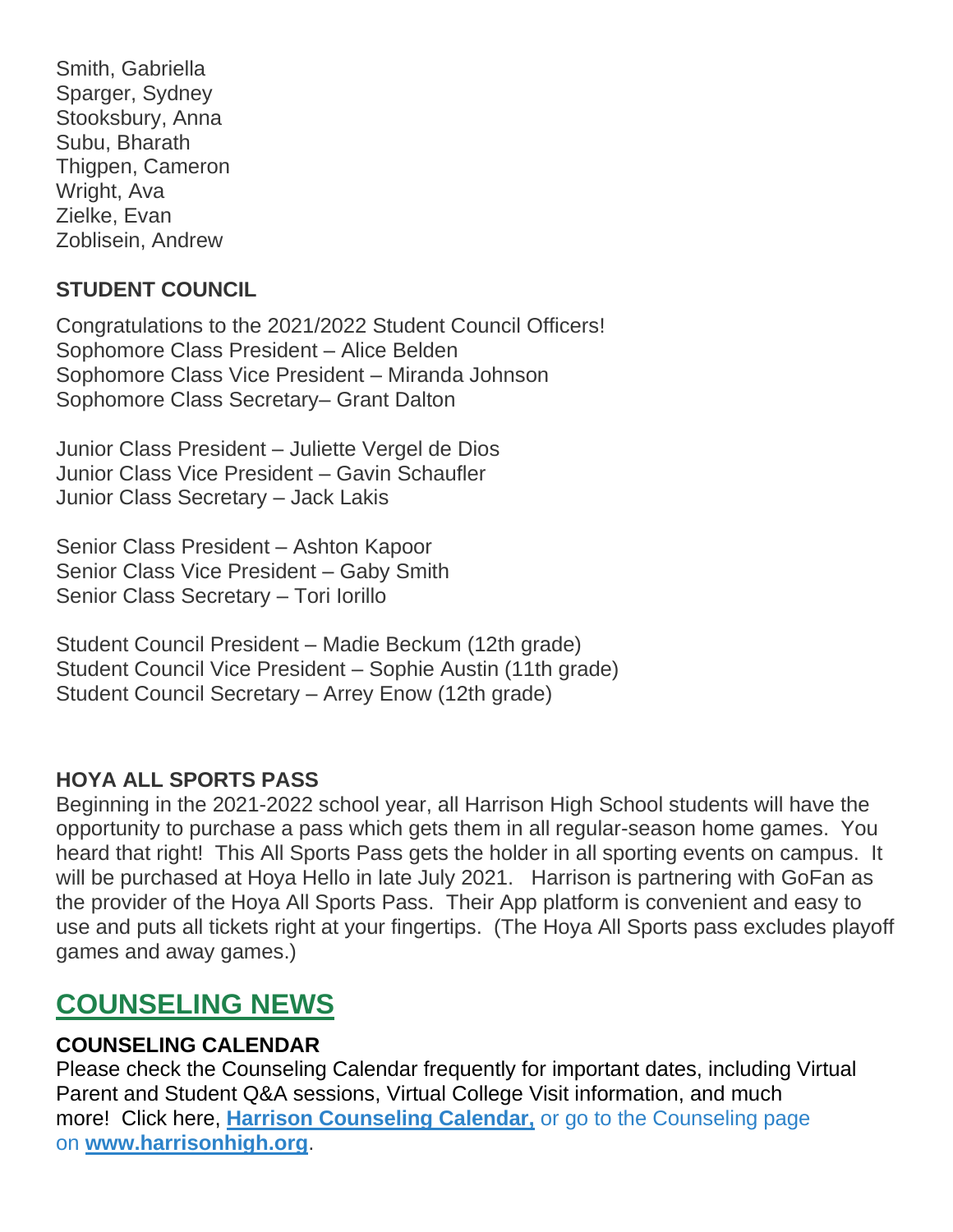Smith, Gabriella
Sparger, Sydney
Stooksbury, Anna
Subu, Bharath
Thigpen, Cameron
Wright, Ava
Zielke, Evan
Zoblisein, Andrew

**STUDENT COUNCIL**

Congratulations to the 2021/2022 Student Council Officers!
Sophomore Class President – Alice Belden
Sophomore Class Vice President – Miranda Johnson
Sophomore Class Secretary– Grant Dalton

Junior Class President – Juliette Vergel de Dios
Junior Class Vice President – Gavin Schaufler
Junior Class Secretary – Jack Lakis

Senior Class President – Ashton Kapoor
Senior Class Vice President – Gaby Smith
Senior Class Secretary – Tori Iorillo

Student Council President – Madie Beckum (12th grade)
Student Council Vice President – Sophie Austin (11th grade)
Student Council Secretary – Arrey Enow (12th grade)

**HOYA ALL SPORTS PASS**

Beginning in the 2021-2022 school year, all Harrison High School students will have the opportunity to purchase a pass which gets them in all regular-season home games. You heard that right! This All Sports Pass gets the holder in all sporting events on campus. It will be purchased at Hoya Hello in late July 2021. Harrison is partnering with GoFan as the provider of the Hoya All Sports Pass. Their App platform is convenient and easy to use and puts all tickets right at your fingertips. (The Hoya All Sports pass excludes playoff games and away games.)

## COUNSELING NEWS

**COUNSELING CALENDAR**

Please check the Counseling Calendar frequently for important dates, including Virtual Parent and Student Q&A sessions, Virtual College Visit information, and much more! Click here, **Harrison Counseling Calendar,** or go to the Counseling page on **www.harrisonhigh.org**.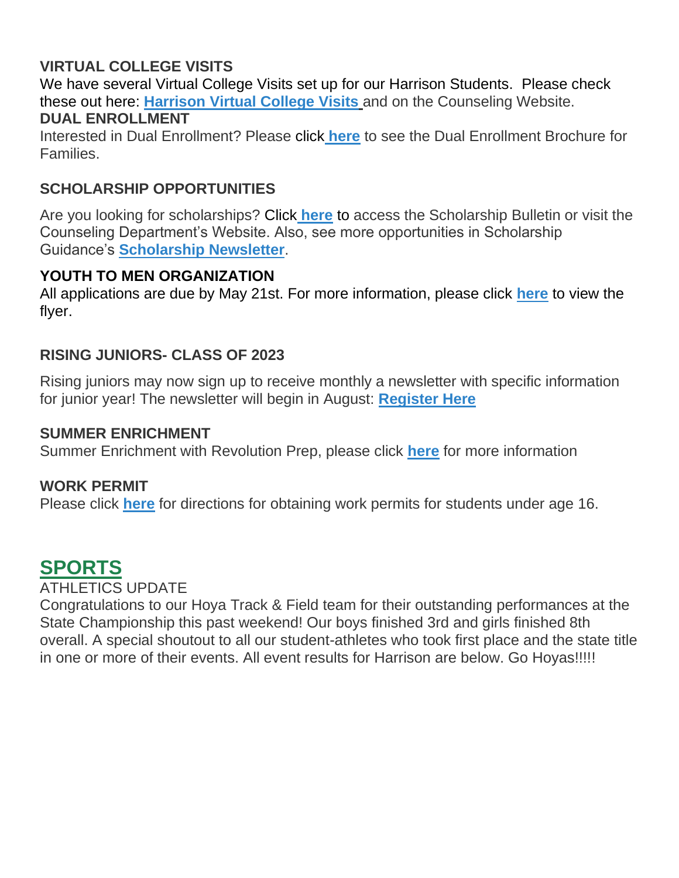**VIRTUAL COLLEGE VISITS**

We have several Virtual College Visits set up for our Harrison Students. Please check these out here: **Harrison Virtual College Visits** and on the Counseling Website.

**DUAL ENROLLMENT**

Interested in Dual Enrollment? Please click **here** to see the Dual Enrollment Brochure for Families.

**SCHOLARSHIP OPPORTUNITIES**

Are you looking for scholarships? Click **here** to access the Scholarship Bulletin or visit the Counseling Department's Website. Also, see more opportunities in Scholarship Guidance's **Scholarship Newsletter**.

**YOUTH TO MEN ORGANIZATION**

All applications are due by May 21st. For more information, please click **here** to view the flyer.

**RISING JUNIORS- CLASS OF 2023**

Rising juniors may now sign up to receive monthly a newsletter with specific information for junior year! The newsletter will begin in August: **Register Here**

**SUMMER ENRICHMENT**

Summer Enrichment with Revolution Prep, please click **here** for more information

**WORK PERMIT**

Please click **here** for directions for obtaining work permits for students under age 16.

## SPORTS

ATHLETICS UPDATE

Congratulations to our Hoya Track & Field team for their outstanding performances at the State Championship this past weekend! Our boys finished 3rd and girls finished 8th overall. A special shoutout to all our student-athletes who took first place and the state title in one or more of their events. All event results for Harrison are below. Go Hoyas!!!!!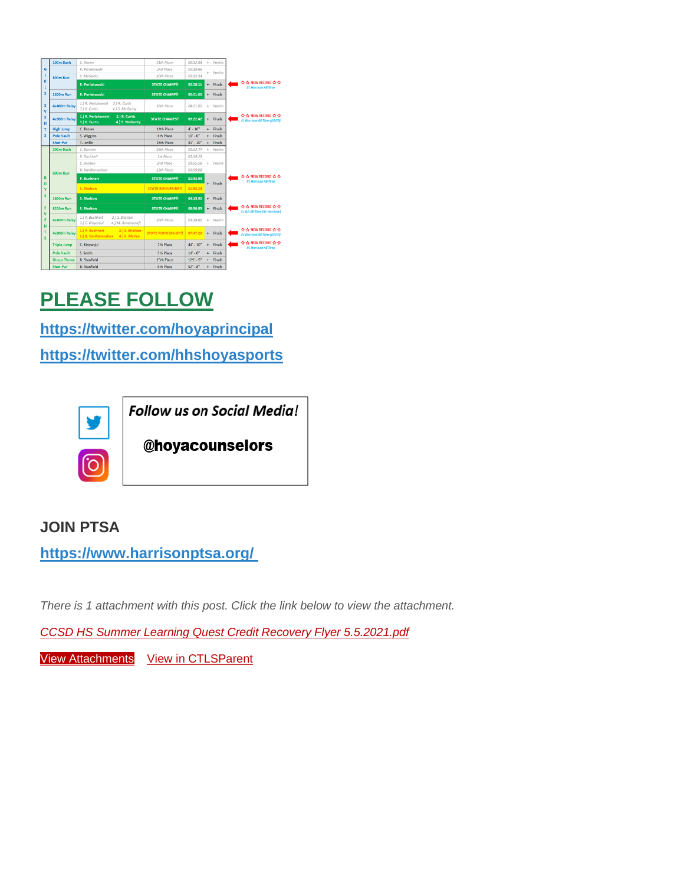| | Event | Athlete(s) | Place | Mark | Round | Note |
|---|---|---|---|---|---|---|
| GIRLS EVENTS | 100m Dash | C. Brown | 11th Place | 00:12.44 | ← Prelim | |
| | 800m Run | R. Perlakowski | 2nd Place | 02:18.66 | ← Prelim | |
| | | S. McGarity | 10th Place | 02:22.34 | | |
| | | R. Perlakowski | STATE CHAMP!! | 02:08.11 | ← Finals | ☆☆ NEW RECORD ☆☆ #1 Harrison All-Time |
| | 1600m Run | R. Perlakowski | STATE CHAMP!! | 05:01.60 | ← Finals | |
| | 4x400m Relay | 1.) R. Perlakowski 2.) R. Curtis 3.) K. Curtis 4.) S. McGarity | 16th Place | 04:21.60 | ← Prelim | |
| | 4x800m Relay | 1.) R. Perlakowski 2.) R. Curtis 3.) K. Curtis 4.) S. McGarity | STATE CHAMPS!! | 09:22.42 | ← Finals | ☆☆ NEW RECORD ☆☆ #1 Harrison All-Time (#8 GA) |
| | High Jump | C. Brown | 10th Place | 4' - 10" | ← Finals | |
| | Pole Vault | S. Wiggins | 6th Place | 10' - 0" | ← Finals | |
| | Shot Put | T. Iorillo | 15th Place | 31' - 10" | ← Finals | |
| BOYS EVENTS | 200m Dash | C. Burston | 16th Place | 00:22.77 | ← Prelim | |
| | 800m Run | P. Buchheit | 1st Place | 01:54.73 | ← Prelim | |
| | | S. Shelton | 2nd Place | 01:55.58 | | |
| | | B. VanRensselaer | 12th Place | 01:59.08 | | |
| | | P. Buchheit | STATE CHAMP!! | 01:53.55 | ← Finals | ☆☆ NEW RECORD ☆☆ #1 Harrison All-Time |
| | | S. Shelton | STATE RUNNER-UP!! | 01:54.24 | | |
| | 1600m Run | S. Shelton | STATE CHAMP!! | 04:15.90 | ← Finals | |
| | 3200m Run | S. Shelton | STATE CHAMP!! | 08:50.85 | ← Finals | ☆☆ NEW RECORD ☆☆ #1 GA All-Time (#1 Harrison) |
| | 4x400m Relay | 1.) P. Buchheit 2.) S. Shelton 3.) C. Kinyanjui 4.) M. Ravenscraft | 16th Place | 03:29.81 | ← Prelim | |
| | 4x800m Relay | 1.) P. Buchheit 2.) S. Shelton 3.) B. VanRensselaer 4.) K. McVey | STATE RUNNERS-UP!! | 07:47.20 | ← Finals | ☆☆ NEW RECORD ☆☆ #1 Harrison All-Time (#3 GA) |
| | Triple Jump | C. Kinyanjui | 7th Place | 44' - 10" | ← Finals | ☆☆ NEW RECORD ☆☆ #1 Harrison All-Time |
| | Pole Vault | S. Smith | 5th Place | 14' - 0" | ← Finals | |
| | Discus Throw | B. Stanfield | 15th Place | 129' - 5" | ← Finals | |
| | Shot Put | B. Stanfield | 6th Place | 52' - 8" | ← Finals | |

## PLEASE FOLLOW

https://twitter.com/hoyaprincipal

https://twitter.com/hhshoyasports

*Follow us on Social Media!*

**@hoyacounselors**

### JOIN PTSA

https://www.harrisonptsa.org/

*There is 1 attachment with this post. Click the link below to view the attachment.*

*CCSD HS Summer Learning Quest Credit Recovery Flyer 5.5.2021.pdf*

View Attachments    View in CTLSParent